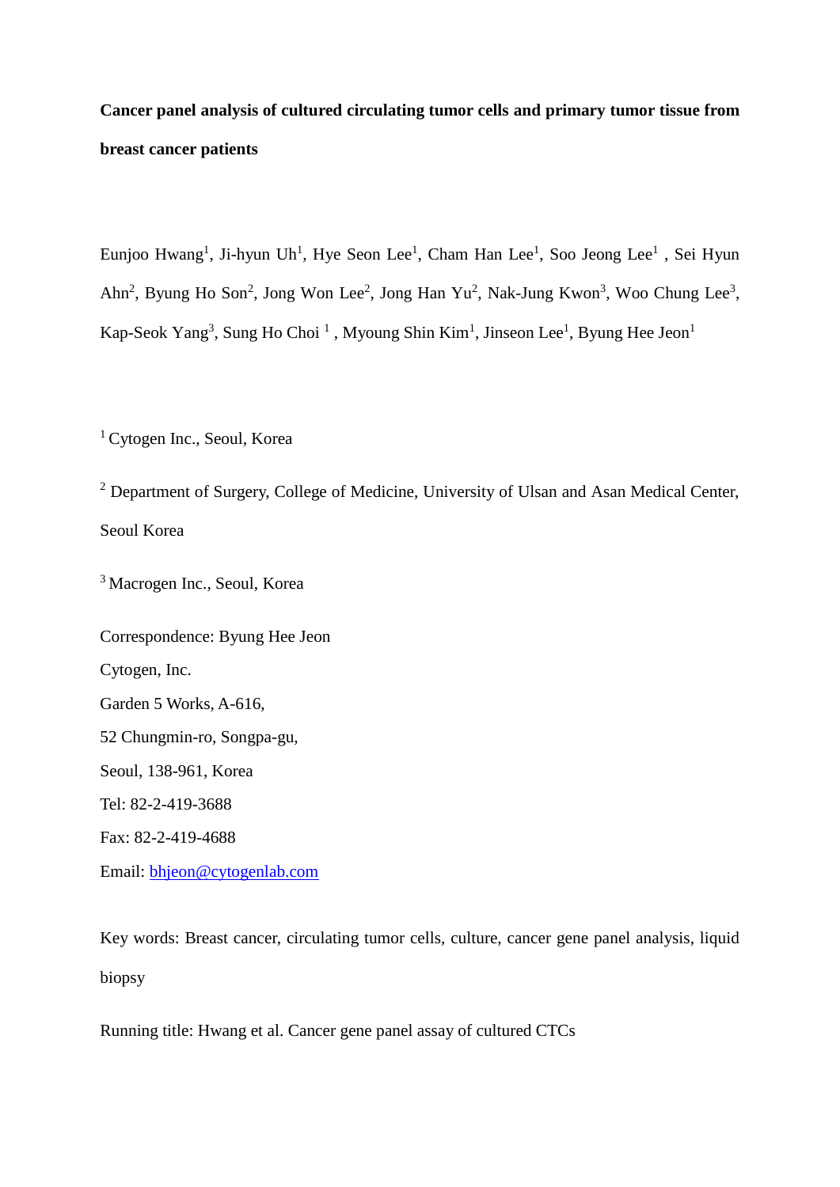# Cancer panel analysis of cultured circulating tumor cells and primary tumor tissue from breast cancer patients

Eunjoo Hwang[1], Ji-hyun Uh[1], Hye Seon Lee[1], Cham Han Lee[1], Soo Jeong Lee[1], Sei Hyun Ahn[2], Byung Ho Son[2], Jong Won Lee[2], Jong Han Yu[2], Nak-Jung Kwon[3], Woo Chung Lee[3], Kap-Seok Yang[3], Sung Ho Choi[1], Myoung Shin Kim[1], Jinseon Lee[1], Byung Hee Jeon[1]

[1] Cytogen Inc., Seoul, Korea

[2] Department of Surgery, College of Medicine, University of Ulsan and Asan Medical Center, Seoul Korea

[3] Macrogen Inc., Seoul, Korea

Correspondence: Byung Hee Jeon
Cytogen, Inc.
Garden 5 Works, A-616,
52 Chungmin-ro, Songpa-gu,
Seoul, 138-961, Korea
Tel: 82-2-419-3688
Fax: 82-2-419-4688
Email: bhjeon@cytogenlab.com

Key words: Breast cancer, circulating tumor cells, culture, cancer gene panel analysis, liquid biopsy

Running title: Hwang et al. Cancer gene panel assay of cultured CTCs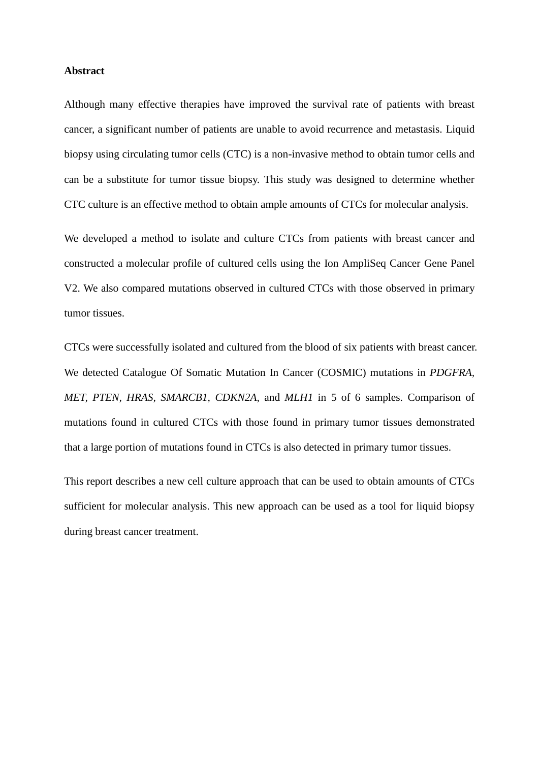**Abstract**

Although many effective therapies have improved the survival rate of patients with breast cancer, a significant number of patients are unable to avoid recurrence and metastasis. Liquid biopsy using circulating tumor cells (CTC) is a non-invasive method to obtain tumor cells and can be a substitute for tumor tissue biopsy. This study was designed to determine whether CTC culture is an effective method to obtain ample amounts of CTCs for molecular analysis.

We developed a method to isolate and culture CTCs from patients with breast cancer and constructed a molecular profile of cultured cells using the Ion AmpliSeq Cancer Gene Panel V2. We also compared mutations observed in cultured CTCs with those observed in primary tumor tissues.

CTCs were successfully isolated and cultured from the blood of six patients with breast cancer. We detected Catalogue Of Somatic Mutation In Cancer (COSMIC) mutations in *PDGFRA*, *MET*, *PTEN*, *HRAS*, *SMARCB1*, *CDKN2A*, and *MLH1* in 5 of 6 samples. Comparison of mutations found in cultured CTCs with those found in primary tumor tissues demonstrated that a large portion of mutations found in CTCs is also detected in primary tumor tissues.

This report describes a new cell culture approach that can be used to obtain amounts of CTCs sufficient for molecular analysis. This new approach can be used as a tool for liquid biopsy during breast cancer treatment.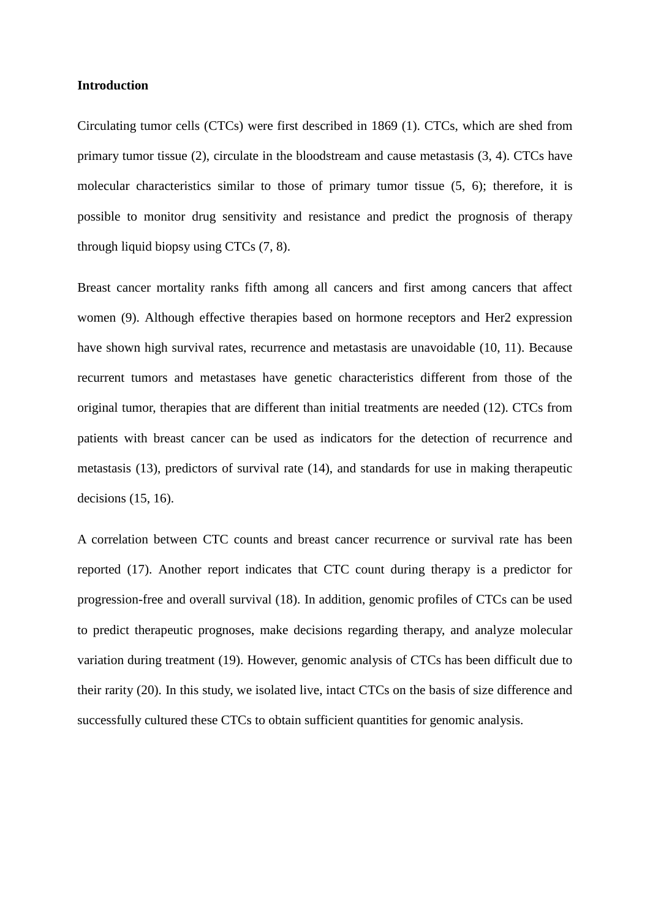**Introduction**

Circulating tumor cells (CTCs) were first described in 1869 (1). CTCs, which are shed from primary tumor tissue (2), circulate in the bloodstream and cause metastasis (3, 4). CTCs have molecular characteristics similar to those of primary tumor tissue (5, 6); therefore, it is possible to monitor drug sensitivity and resistance and predict the prognosis of therapy through liquid biopsy using CTCs (7, 8).

Breast cancer mortality ranks fifth among all cancers and first among cancers that affect women (9). Although effective therapies based on hormone receptors and Her2 expression have shown high survival rates, recurrence and metastasis are unavoidable (10, 11). Because recurrent tumors and metastases have genetic characteristics different from those of the original tumor, therapies that are different than initial treatments are needed (12). CTCs from patients with breast cancer can be used as indicators for the detection of recurrence and metastasis (13), predictors of survival rate (14), and standards for use in making therapeutic decisions (15, 16).

A correlation between CTC counts and breast cancer recurrence or survival rate has been reported (17). Another report indicates that CTC count during therapy is a predictor for progression-free and overall survival (18). In addition, genomic profiles of CTCs can be used to predict therapeutic prognoses, make decisions regarding therapy, and analyze molecular variation during treatment (19). However, genomic analysis of CTCs has been difficult due to their rarity (20). In this study, we isolated live, intact CTCs on the basis of size difference and successfully cultured these CTCs to obtain sufficient quantities for genomic analysis.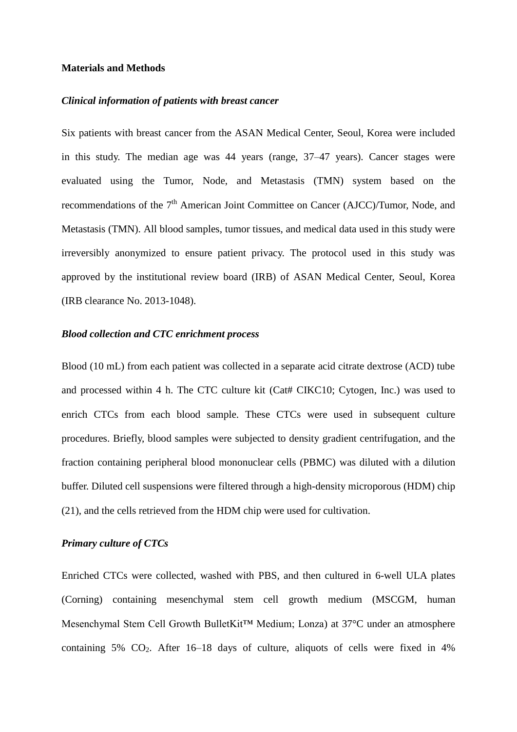## Materials and Methods

### *Clinical information of patients with breast cancer*

Six patients with breast cancer from the ASAN Medical Center, Seoul, Korea were included in this study. The median age was 44 years (range, 37–47 years). Cancer stages were evaluated using the Tumor, Node, and Metastasis (TMN) system based on the recommendations of the 7$^{th}$ American Joint Committee on Cancer (AJCC)/Tumor, Node, and Metastasis (TMN). All blood samples, tumor tissues, and medical data used in this study were irreversibly anonymized to ensure patient privacy. The protocol used in this study was approved by the institutional review board (IRB) of ASAN Medical Center, Seoul, Korea (IRB clearance No. 2013-1048).

### *Blood collection and CTC enrichment process*

Blood (10 mL) from each patient was collected in a separate acid citrate dextrose (ACD) tube and processed within 4 h. The CTC culture kit (Cat# CIKC10; Cytogen, Inc.) was used to enrich CTCs from each blood sample. These CTCs were used in subsequent culture procedures. Briefly, blood samples were subjected to density gradient centrifugation, and the fraction containing peripheral blood mononuclear cells (PBMC) was diluted with a dilution buffer. Diluted cell suspensions were filtered through a high-density microporous (HDM) chip (21), and the cells retrieved from the HDM chip were used for cultivation.

### *Primary culture of CTCs*

Enriched CTCs were collected, washed with PBS, and then cultured in 6-well ULA plates (Corning) containing mesenchymal stem cell growth medium (MSCGM, human Mesenchymal Stem Cell Growth BulletKit™ Medium; Lonza) at 37°C under an atmosphere containing 5% $CO_2$. After 16–18 days of culture, aliquots of cells were fixed in 4%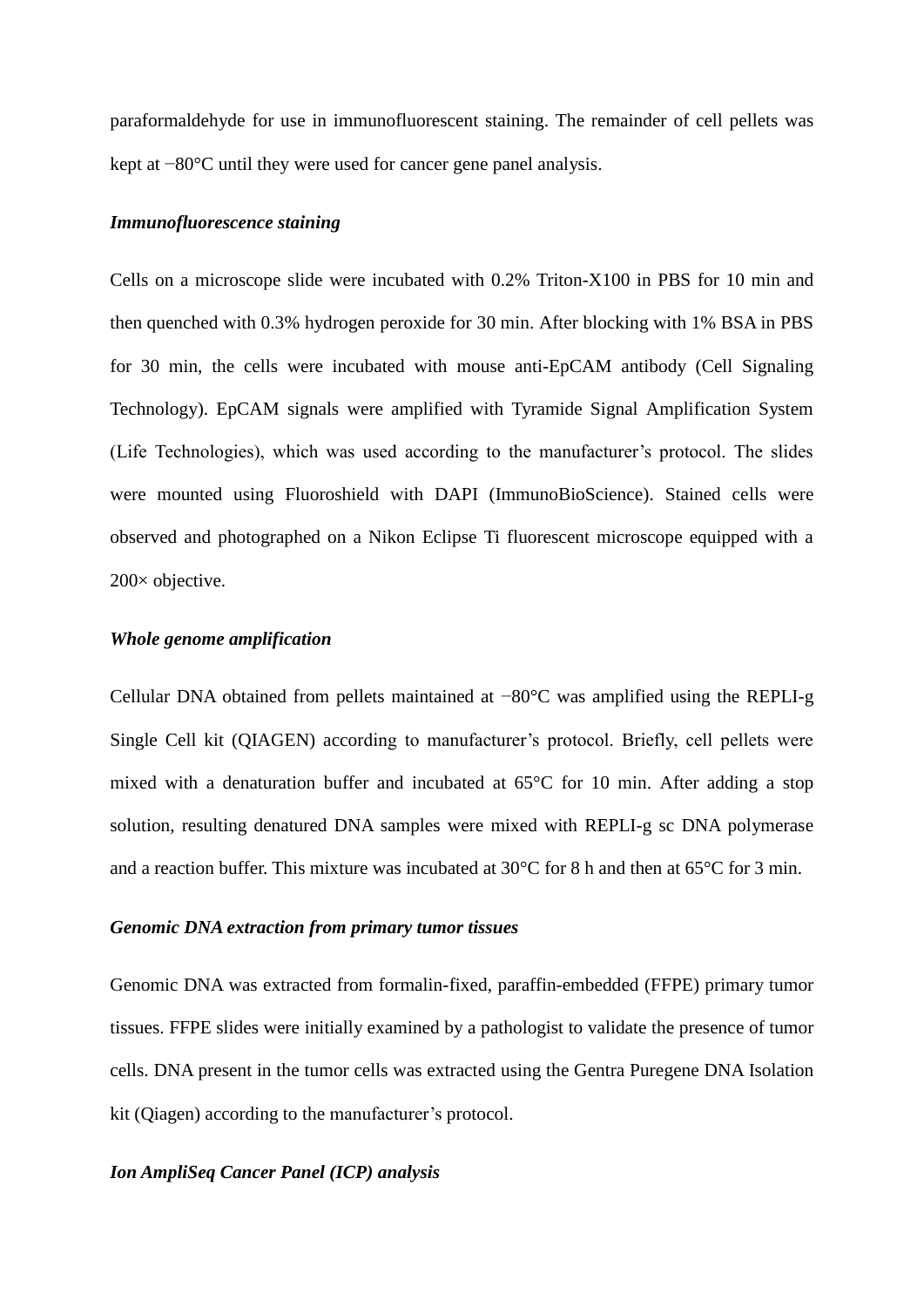paraformaldehyde for use in immunofluorescent staining. The remainder of cell pellets was kept at −80°C until they were used for cancer gene panel analysis.

***Immunofluorescence staining***

Cells on a microscope slide were incubated with 0.2% Triton-X100 in PBS for 10 min and then quenched with 0.3% hydrogen peroxide for 30 min. After blocking with 1% BSA in PBS for 30 min, the cells were incubated with mouse anti-EpCAM antibody (Cell Signaling Technology). EpCAM signals were amplified with Tyramide Signal Amplification System (Life Technologies), which was used according to the manufacturer's protocol. The slides were mounted using Fluoroshield with DAPI (ImmunoBioScience). Stained cells were observed and photographed on a Nikon Eclipse Ti fluorescent microscope equipped with a 200× objective.

***Whole genome amplification***

Cellular DNA obtained from pellets maintained at −80°C was amplified using the REPLI-g Single Cell kit (QIAGEN) according to manufacturer's protocol. Briefly, cell pellets were mixed with a denaturation buffer and incubated at 65°C for 10 min. After adding a stop solution, resulting denatured DNA samples were mixed with REPLI-g sc DNA polymerase and a reaction buffer. This mixture was incubated at 30°C for 8 h and then at 65°C for 3 min.

***Genomic DNA extraction from primary tumor tissues***

Genomic DNA was extracted from formalin-fixed, paraffin-embedded (FFPE) primary tumor tissues. FFPE slides were initially examined by a pathologist to validate the presence of tumor cells. DNA present in the tumor cells was extracted using the Gentra Puregene DNA Isolation kit (Qiagen) according to the manufacturer's protocol.

***Ion AmpliSeq Cancer Panel (ICP) analysis***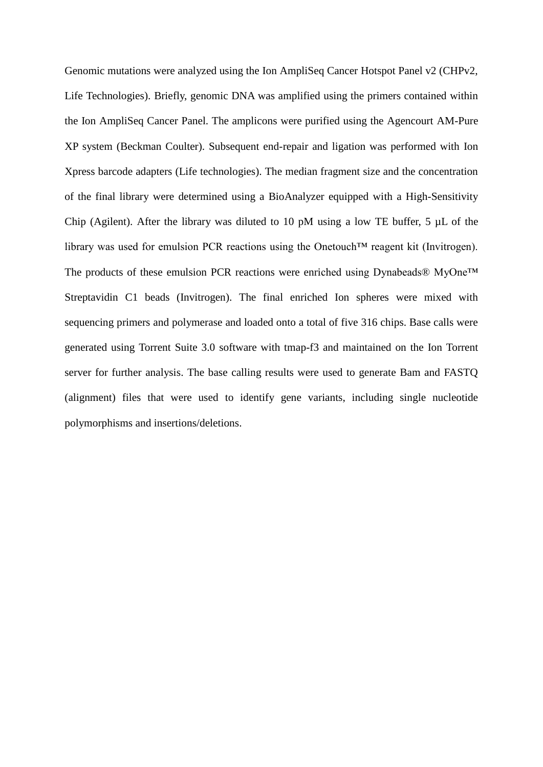Genomic mutations were analyzed using the Ion AmpliSeq Cancer Hotspot Panel v2 (CHPv2, Life Technologies). Briefly, genomic DNA was amplified using the primers contained within the Ion AmpliSeq Cancer Panel. The amplicons were purified using the Agencourt AM-Pure XP system (Beckman Coulter). Subsequent end-repair and ligation was performed with Ion Xpress barcode adapters (Life technologies). The median fragment size and the concentration of the final library were determined using a BioAnalyzer equipped with a High-Sensitivity Chip (Agilent). After the library was diluted to 10 pM using a low TE buffer, 5 μL of the library was used for emulsion PCR reactions using the Onetouch™ reagent kit (Invitrogen). The products of these emulsion PCR reactions were enriched using Dynabeads® MyOne™ Streptavidin C1 beads (Invitrogen). The final enriched Ion spheres were mixed with sequencing primers and polymerase and loaded onto a total of five 316 chips. Base calls were generated using Torrent Suite 3.0 software with tmap-f3 and maintained on the Ion Torrent server for further analysis. The base calling results were used to generate Bam and FASTQ (alignment) files that were used to identify gene variants, including single nucleotide polymorphisms and insertions/deletions.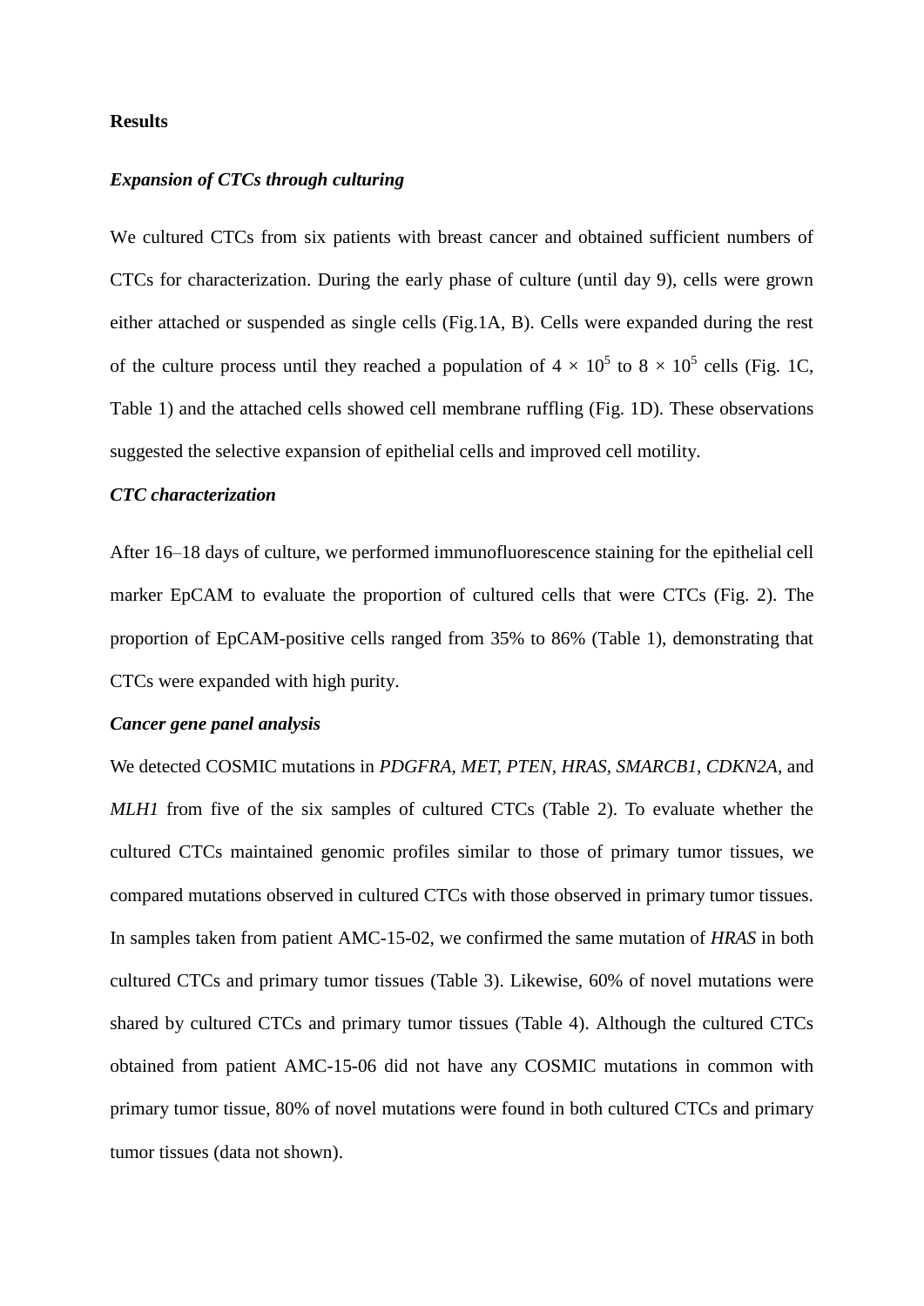## Results

### *Expansion of CTCs through culturing*

We cultured CTCs from six patients with breast cancer and obtained sufficient numbers of CTCs for characterization. During the early phase of culture (until day 9), cells were grown either attached or suspended as single cells (Fig.1A, B). Cells were expanded during the rest of the culture process until they reached a population of $4 \times 10^5$ to $8 \times 10^5$ cells (Fig. 1C, Table 1) and the attached cells showed cell membrane ruffling (Fig. 1D). These observations suggested the selective expansion of epithelial cells and improved cell motility.

### *CTC characterization*

After 16–18 days of culture, we performed immunofluorescence staining for the epithelial cell marker EpCAM to evaluate the proportion of cultured cells that were CTCs (Fig. 2). The proportion of EpCAM-positive cells ranged from 35% to 86% (Table 1), demonstrating that CTCs were expanded with high purity.

### *Cancer gene panel analysis*

We detected COSMIC mutations in *PDGFRA, MET, PTEN, HRAS, SMARCB1, CDKN2A*, and *MLH1* from five of the six samples of cultured CTCs (Table 2). To evaluate whether the cultured CTCs maintained genomic profiles similar to those of primary tumor tissues, we compared mutations observed in cultured CTCs with those observed in primary tumor tissues. In samples taken from patient AMC-15-02, we confirmed the same mutation of *HRAS* in both cultured CTCs and primary tumor tissues (Table 3). Likewise, 60% of novel mutations were shared by cultured CTCs and primary tumor tissues (Table 4). Although the cultured CTCs obtained from patient AMC-15-06 did not have any COSMIC mutations in common with primary tumor tissue, 80% of novel mutations were found in both cultured CTCs and primary tumor tissues (data not shown).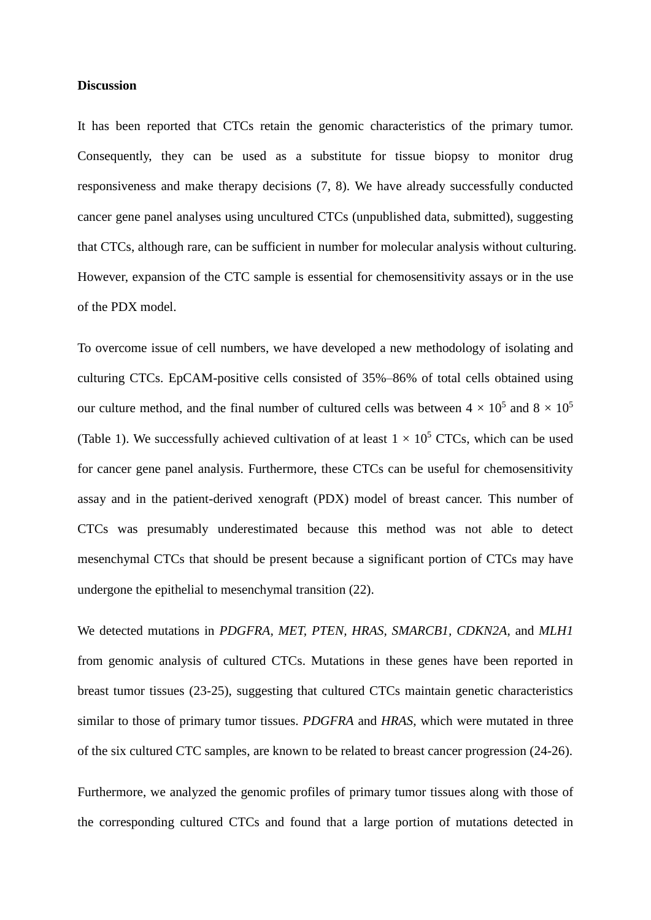**Discussion**

It has been reported that CTCs retain the genomic characteristics of the primary tumor. Consequently, they can be used as a substitute for tissue biopsy to monitor drug responsiveness and make therapy decisions (7, 8). We have already successfully conducted cancer gene panel analyses using uncultured CTCs (unpublished data, submitted), suggesting that CTCs, although rare, can be sufficient in number for molecular analysis without culturing. However, expansion of the CTC sample is essential for chemosensitivity assays or in the use of the PDX model.

To overcome issue of cell numbers, we have developed a new methodology of isolating and culturing CTCs. EpCAM-positive cells consisted of 35%–86% of total cells obtained using our culture method, and the final number of cultured cells was between $4 \times 10^5$ and $8 \times 10^5$ (Table 1). We successfully achieved cultivation of at least $1 \times 10^5$ CTCs, which can be used for cancer gene panel analysis. Furthermore, these CTCs can be useful for chemosensitivity assay and in the patient-derived xenograft (PDX) model of breast cancer. This number of CTCs was presumably underestimated because this method was not able to detect mesenchymal CTCs that should be present because a significant portion of CTCs may have undergone the epithelial to mesenchymal transition (22).

We detected mutations in *PDGFRA*, *MET*, *PTEN*, *HRAS*, *SMARCB1*, *CDKN2A*, and *MLH1* from genomic analysis of cultured CTCs. Mutations in these genes have been reported in breast tumor tissues (23-25), suggesting that cultured CTCs maintain genetic characteristics similar to those of primary tumor tissues. *PDGFRA* and *HRAS*, which were mutated in three of the six cultured CTC samples, are known to be related to breast cancer progression (24-26).

Furthermore, we analyzed the genomic profiles of primary tumor tissues along with those of the corresponding cultured CTCs and found that a large portion of mutations detected in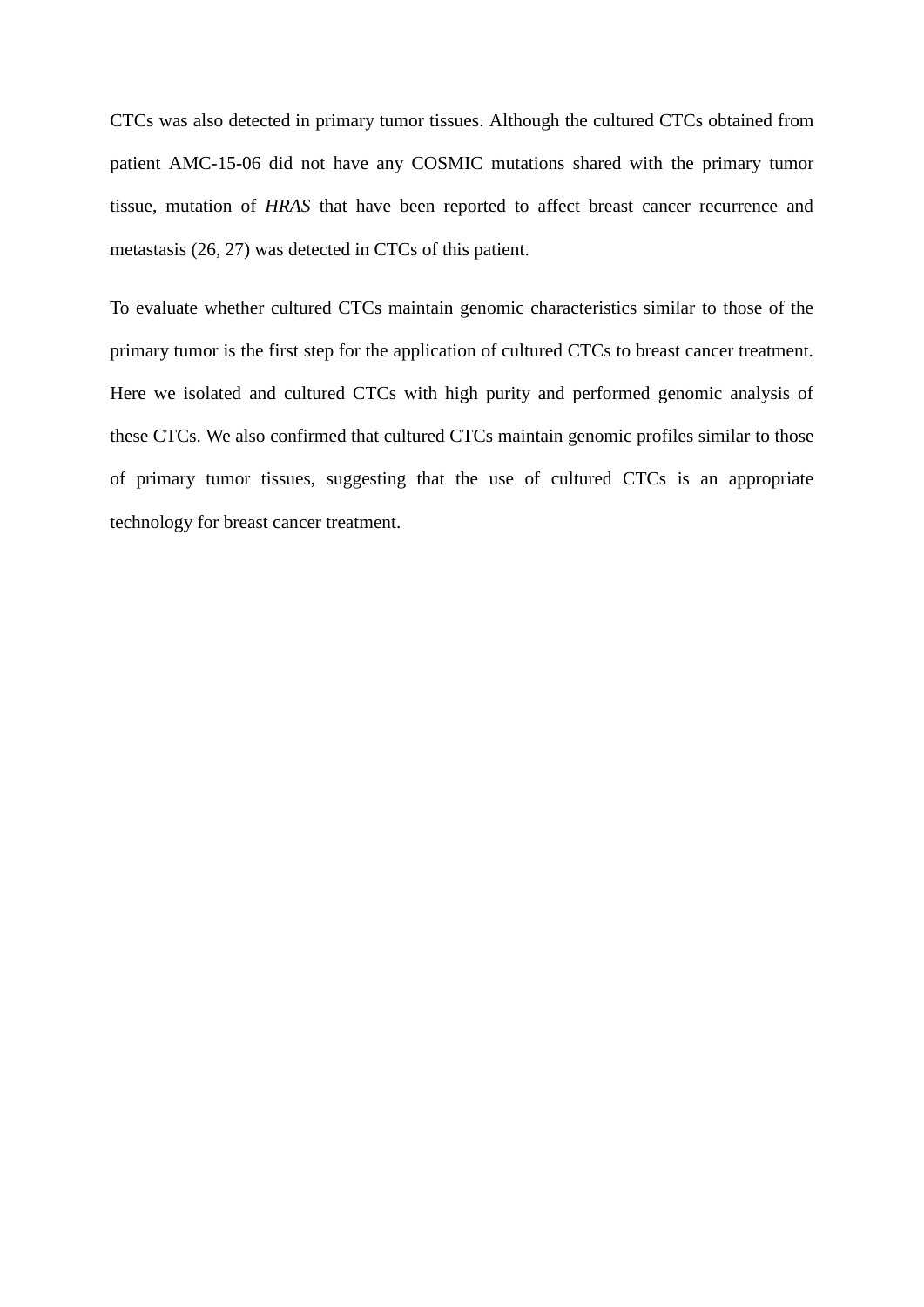CTCs was also detected in primary tumor tissues. Although the cultured CTCs obtained from patient AMC-15-06 did not have any COSMIC mutations shared with the primary tumor tissue, mutation of *HRAS* that have been reported to affect breast cancer recurrence and metastasis (26, 27) was detected in CTCs of this patient.

To evaluate whether cultured CTCs maintain genomic characteristics similar to those of the primary tumor is the first step for the application of cultured CTCs to breast cancer treatment. Here we isolated and cultured CTCs with high purity and performed genomic analysis of these CTCs. We also confirmed that cultured CTCs maintain genomic profiles similar to those of primary tumor tissues, suggesting that the use of cultured CTCs is an appropriate technology for breast cancer treatment.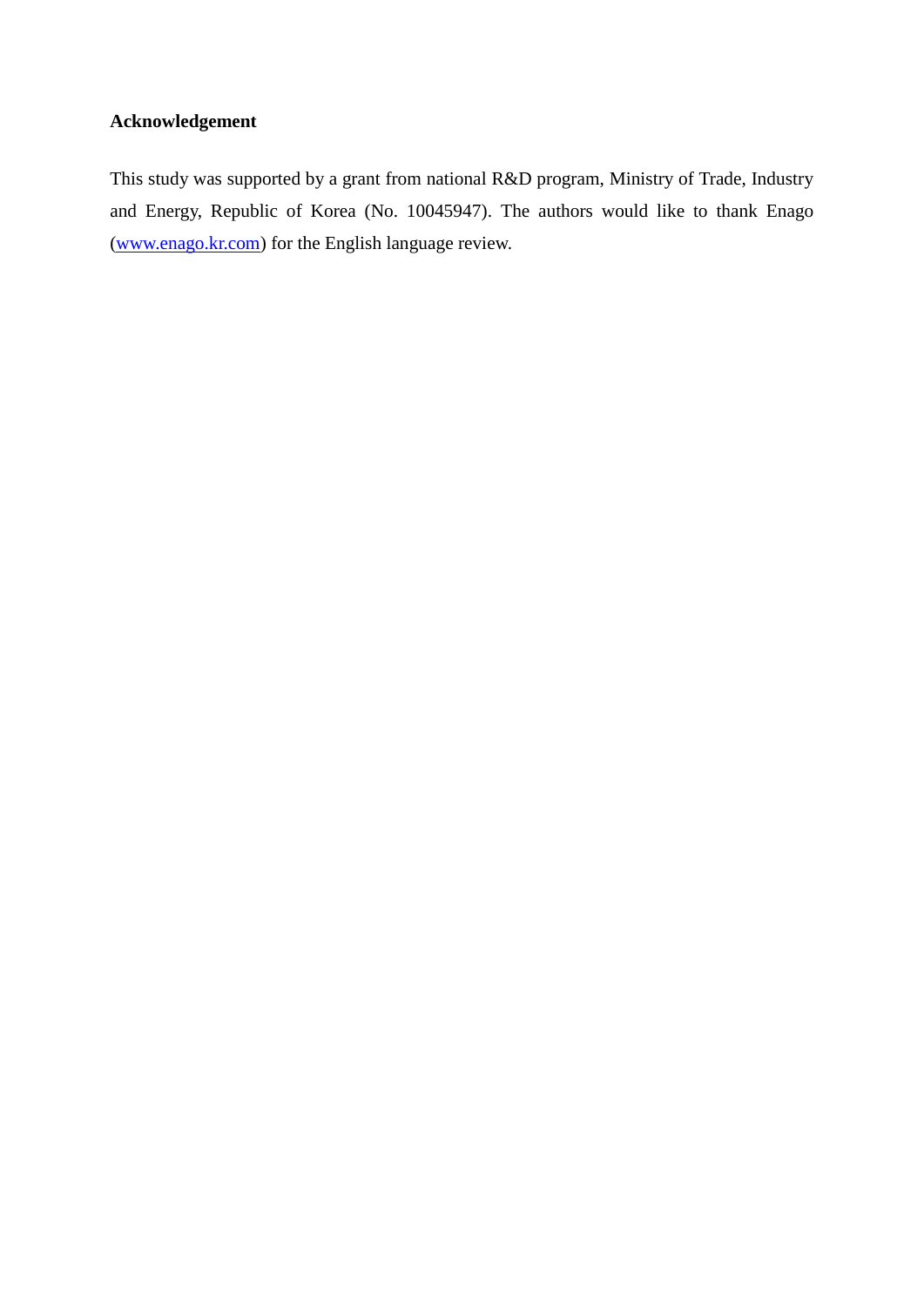**Acknowledgement**

This study was supported by a grant from national R&D program, Ministry of Trade, Industry and Energy, Republic of Korea (No. 10045947). The authors would like to thank Enago (www.enago.kr.com) for the English language review.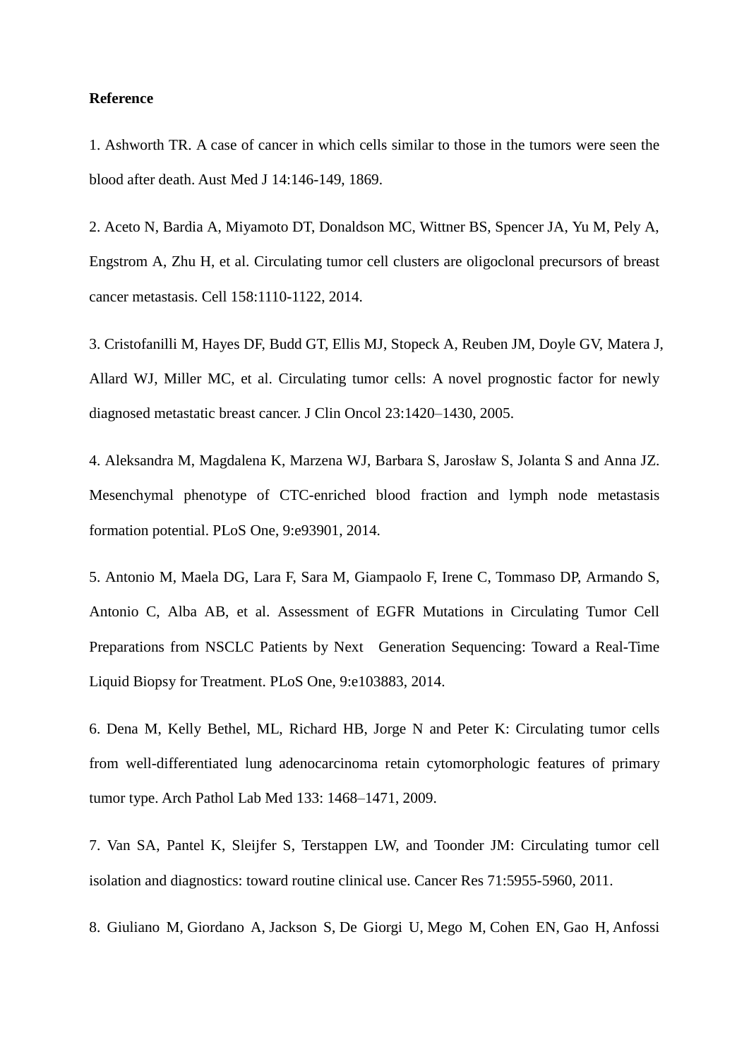**Reference**

1. Ashworth TR. A case of cancer in which cells similar to those in the tumors were seen the blood after death. Aust Med J 14:146-149, 1869.

2. Aceto N, Bardia A, Miyamoto DT, Donaldson MC, Wittner BS, Spencer JA, Yu M, Pely A, Engstrom A, Zhu H, et al. Circulating tumor cell clusters are oligoclonal precursors of breast cancer metastasis. Cell 158:1110-1122, 2014.

3. Cristofanilli M, Hayes DF, Budd GT, Ellis MJ, Stopeck A, Reuben JM, Doyle GV, Matera J, Allard WJ, Miller MC, et al. Circulating tumor cells: A novel prognostic factor for newly diagnosed metastatic breast cancer. J Clin Oncol 23:1420–1430, 2005.

4. Aleksandra M, Magdalena K, Marzena WJ, Barbara S, Jarosław S, Jolanta S and Anna JZ. Mesenchymal phenotype of CTC-enriched blood fraction and lymph node metastasis formation potential. PLoS One, 9:e93901, 2014.

5. Antonio M, Maela DG, Lara F, Sara M, Giampaolo F, Irene C, Tommaso DP, Armando S, Antonio C, Alba AB, et al. Assessment of EGFR Mutations in Circulating Tumor Cell Preparations from NSCLC Patients by Next Generation Sequencing: Toward a Real-Time Liquid Biopsy for Treatment. PLoS One, 9:e103883, 2014.

6. Dena M, Kelly Bethel, ML, Richard HB, Jorge N and Peter K: Circulating tumor cells from well-differentiated lung adenocarcinoma retain cytomorphologic features of primary tumor type. Arch Pathol Lab Med 133: 1468–1471, 2009.

7. Van SA, Pantel K, Sleijfer S, Terstappen LW, and Toonder JM: Circulating tumor cell isolation and diagnostics: toward routine clinical use. Cancer Res 71:5955-5960, 2011.

8. Giuliano M, Giordano A, Jackson S, De Giorgi U, Mego M, Cohen EN, Gao H, Anfossi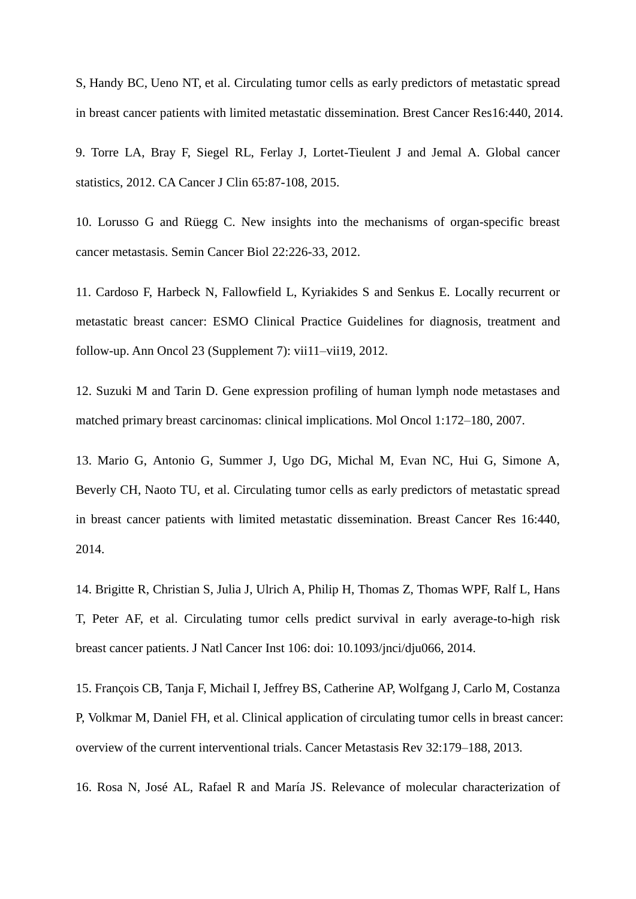S, Handy BC, Ueno NT, et al. Circulating tumor cells as early predictors of metastatic spread in breast cancer patients with limited metastatic dissemination. Brest Cancer Res16:440, 2014.

9. Torre LA, Bray F, Siegel RL, Ferlay J, Lortet-Tieulent J and Jemal A. Global cancer statistics, 2012. CA Cancer J Clin 65:87-108, 2015.

10. Lorusso G and Rüegg C. New insights into the mechanisms of organ-specific breast cancer metastasis. Semin Cancer Biol 22:226-33, 2012.

11. Cardoso F, Harbeck N, Fallowfield L, Kyriakides S and Senkus E. Locally recurrent or metastatic breast cancer: ESMO Clinical Practice Guidelines for diagnosis, treatment and follow-up. Ann Oncol 23 (Supplement 7): vii11–vii19, 2012.

12. Suzuki M and Tarin D. Gene expression profiling of human lymph node metastases and matched primary breast carcinomas: clinical implications. Mol Oncol 1:172–180, 2007.

13. Mario G, Antonio G, Summer J, Ugo DG, Michal M, Evan NC, Hui G, Simone A, Beverly CH, Naoto TU, et al. Circulating tumor cells as early predictors of metastatic spread in breast cancer patients with limited metastatic dissemination. Breast Cancer Res 16:440, 2014.

14. Brigitte R, Christian S, Julia J, Ulrich A, Philip H, Thomas Z, Thomas WPF, Ralf L, Hans T, Peter AF, et al. Circulating tumor cells predict survival in early average-to-high risk breast cancer patients. J Natl Cancer Inst 106: doi: 10.1093/jnci/dju066, 2014.

15. François CB, Tanja F, Michail I, Jeffrey BS, Catherine AP, Wolfgang J, Carlo M, Costanza P, Volkmar M, Daniel FH, et al. Clinical application of circulating tumor cells in breast cancer: overview of the current interventional trials. Cancer Metastasis Rev 32:179–188, 2013.

16. Rosa N, José AL, Rafael R and María JS. Relevance of molecular characterization of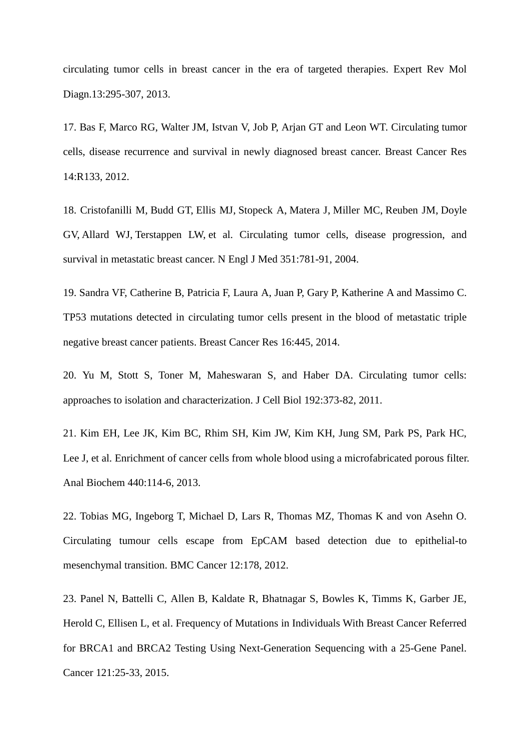circulating tumor cells in breast cancer in the era of targeted therapies. Expert Rev Mol Diagn.13:295-307, 2013.

17. Bas F, Marco RG, Walter JM, Istvan V, Job P, Arjan GT and Leon WT. Circulating tumor cells, disease recurrence and survival in newly diagnosed breast cancer. Breast Cancer Res 14:R133, 2012.

18. Cristofanilli M, Budd GT, Ellis MJ, Stopeck A, Matera J, Miller MC, Reuben JM, Doyle GV, Allard WJ, Terstappen LW, et al. Circulating tumor cells, disease progression, and survival in metastatic breast cancer. N Engl J Med 351:781-91, 2004.

19. Sandra VF, Catherine B, Patricia F, Laura A, Juan P, Gary P, Katherine A and Massimo C. TP53 mutations detected in circulating tumor cells present in the blood of metastatic triple negative breast cancer patients. Breast Cancer Res 16:445, 2014.

20. Yu M, Stott S, Toner M, Maheswaran S, and Haber DA. Circulating tumor cells: approaches to isolation and characterization. J Cell Biol 192:373-82, 2011.

21. Kim EH, Lee JK, Kim BC, Rhim SH, Kim JW, Kim KH, Jung SM, Park PS, Park HC, Lee J, et al. Enrichment of cancer cells from whole blood using a microfabricated porous filter. Anal Biochem 440:114-6, 2013.

22. Tobias MG, Ingeborg T, Michael D, Lars R, Thomas MZ, Thomas K and von Asehn O. Circulating tumour cells escape from EpCAM based detection due to epithelial-to mesenchymal transition. BMC Cancer 12:178, 2012.

23. Panel N, Battelli C, Allen B, Kaldate R, Bhatnagar S, Bowles K, Timms K, Garber JE, Herold C, Ellisen L, et al. Frequency of Mutations in Individuals With Breast Cancer Referred for BRCA1 and BRCA2 Testing Using Next-Generation Sequencing with a 25-Gene Panel. Cancer 121:25-33, 2015.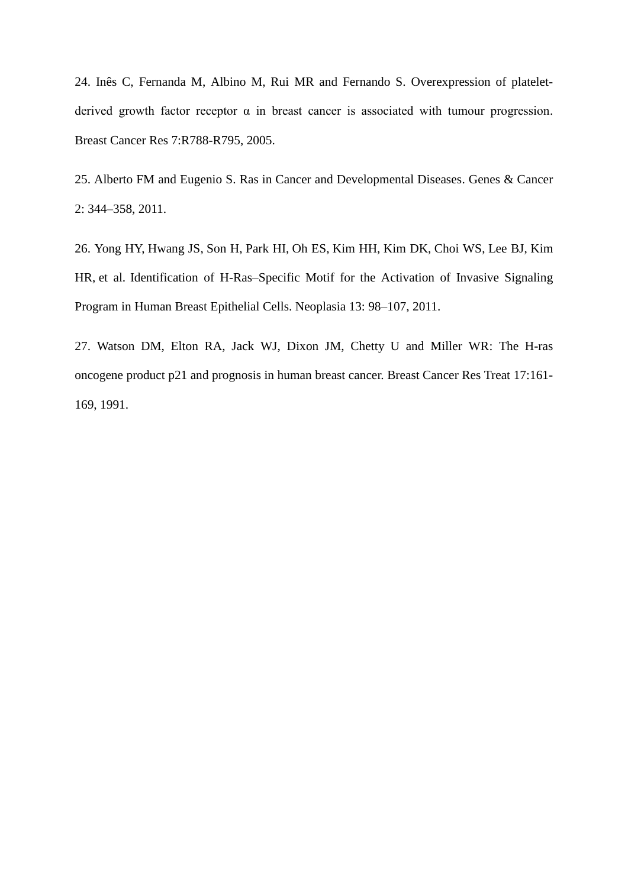24. Inês C, Fernanda M, Albino M, Rui MR and Fernando S. Overexpression of platelet-derived growth factor receptor α in breast cancer is associated with tumour progression. Breast Cancer Res 7:R788-R795, 2005.

25. Alberto FM and Eugenio S. Ras in Cancer and Developmental Diseases. Genes & Cancer 2: 344–358, 2011.

26. Yong HY, Hwang JS, Son H, Park HI, Oh ES, Kim HH, Kim DK, Choi WS, Lee BJ, Kim HR, et al. Identification of H-Ras–Specific Motif for the Activation of Invasive Signaling Program in Human Breast Epithelial Cells. Neoplasia 13: 98–107, 2011.

27. Watson DM, Elton RA, Jack WJ, Dixon JM, Chetty U and Miller WR: The H-ras oncogene product p21 and prognosis in human breast cancer. Breast Cancer Res Treat 17:161-169, 1991.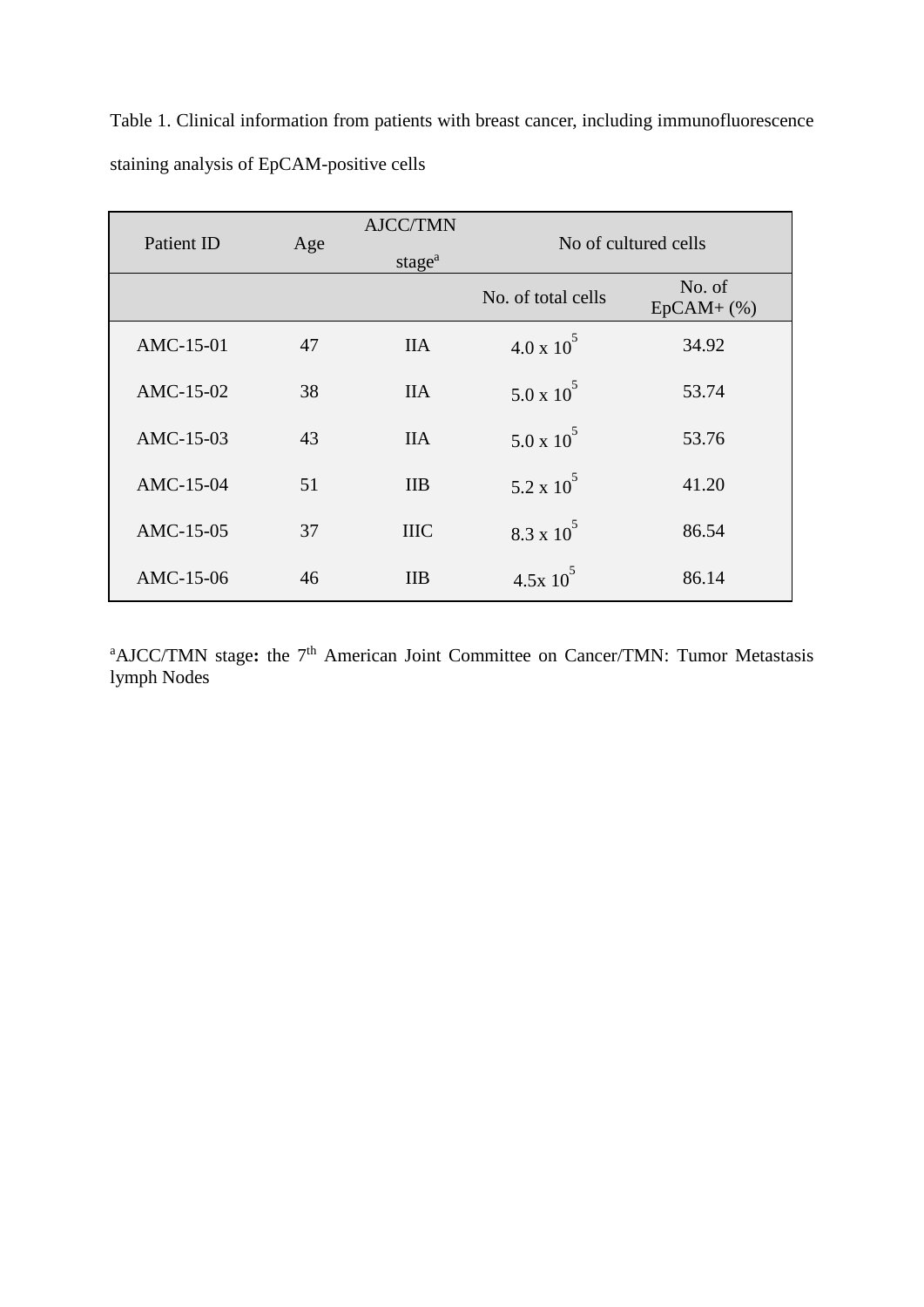Table 1. Clinical information from patients with breast cancer, including immunofluorescence staining analysis of EpCAM-positive cells

| Patient ID | Age | AJCC/TMN stage[a] | No of cultured cells | |
|---|---|---|---|---|
| | | | No. of total cells | No. of EpCAM+ (%) |
| AMC-15-01 | 47 | IIA | $4.0 \times 10^5$ | 34.92 |
| AMC-15-02 | 38 | IIA | $5.0 \times 10^5$ | 53.74 |
| AMC-15-03 | 43 | IIA | $5.0 \times 10^5$ | 53.76 |
| AMC-15-04 | 51 | IIB | $5.2 \times 10^5$ | 41.20 |
| AMC-15-05 | 37 | IIIC | $8.3 \times 10^5$ | 86.54 |
| AMC-15-06 | 46 | IIB | $4.5 \times 10^5$ | 86.14 |

[a]AJCC/TMN stage**:** the 7[th] American Joint Committee on Cancer/TMN: Tumor Metastasis lymph Nodes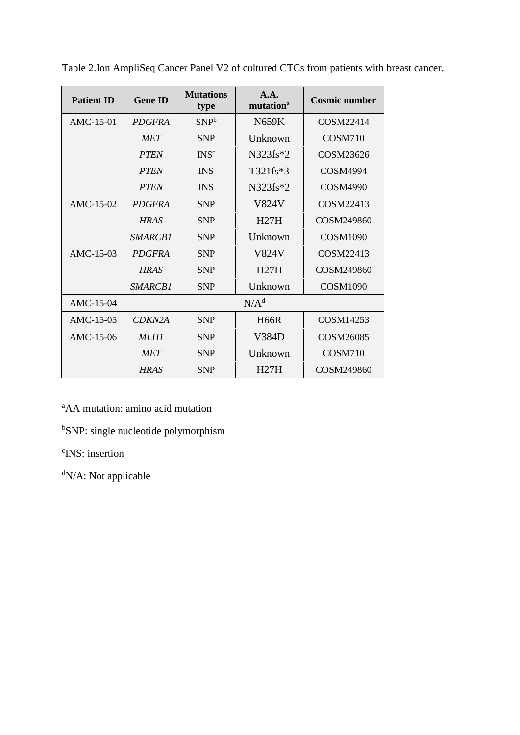Table 2.Ion AmpliSeq Cancer Panel V2 of cultured CTCs from patients with breast cancer.

| Patient ID | Gene ID | Mutations type | A.A. mutation[a] | Cosmic number |
|---|---|---|---|---|
| AMC-15-01 | *PDGFRA* | SNP[b] | N659K | COSM22414 |
| | *MET* | SNP | Unknown | COSM710 |
| | *PTEN* | INS[c] | N323fs*2 | COSM23626 |
| | *PTEN* | INS | T321fs*3 | COSM4994 |
| | *PTEN* | INS | N323fs*2 | COSM4990 |
| AMC-15-02 | *PDGFRA* | SNP | V824V | COSM22413 |
| | *HRAS* | SNP | H27H | COSM249860 |
| | *SMARCB1* | SNP | Unknown | COSM1090 |
| AMC-15-03 | *PDGFRA* | SNP | V824V | COSM22413 |
| | *HRAS* | SNP | H27H | COSM249860 |
| | *SMARCB1* | SNP | Unknown | COSM1090 |
| AMC-15-04 | N/A[d] | | | |
| AMC-15-05 | *CDKN2A* | SNP | H66R | COSM14253 |
| AMC-15-06 | *MLH1* | SNP | V384D | COSM26085 |
| | *MET* | SNP | Unknown | COSM710 |
| | *HRAS* | SNP | H27H | COSM249860 |

[a]AA mutation: amino acid mutation

[b]SNP: single nucleotide polymorphism

[c]INS: insertion

[d]N/A: Not applicable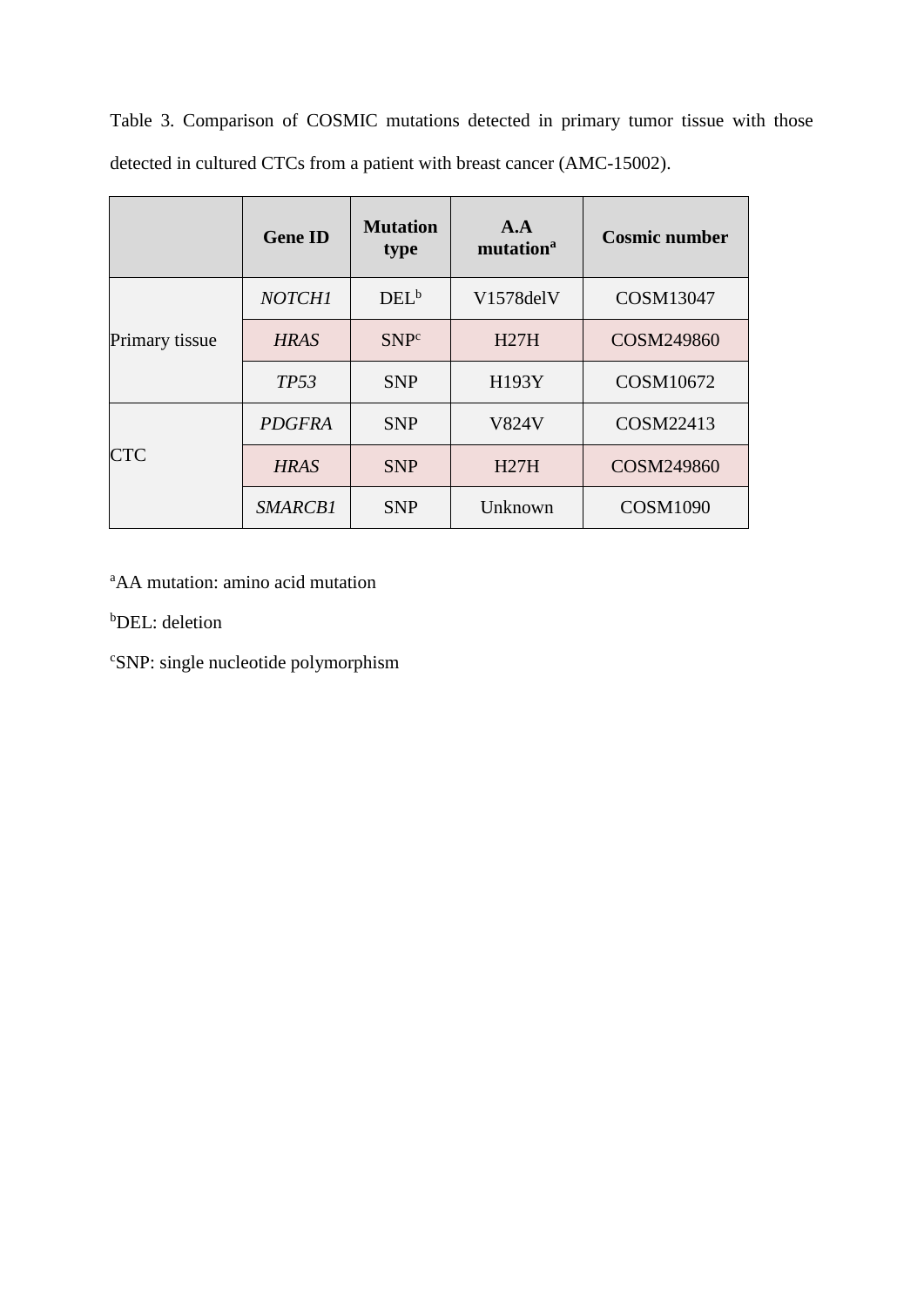Table 3. Comparison of COSMIC mutations detected in primary tumor tissue with those detected in cultured CTCs from a patient with breast cancer (AMC-15002).

| | **Gene ID** | **Mutation type** | **A.A mutation[a]** | **Cosmic number** |
|---|---|---|---|---|
| Primary tissue | *NOTCH1* | DEL[b] | V1578delV | COSM13047 |
| | *HRAS* | SNP[c] | H27H | COSM249860 |
| | *TP53* | SNP | H193Y | COSM10672 |
| CTC | *PDGFRA* | SNP | V824V | COSM22413 |
| | *HRAS* | SNP | H27H | COSM249860 |
| | *SMARCB1* | SNP | Unknown | COSM1090 |

[a]AA mutation: amino acid mutation

[b]DEL: deletion

[c]SNP: single nucleotide polymorphism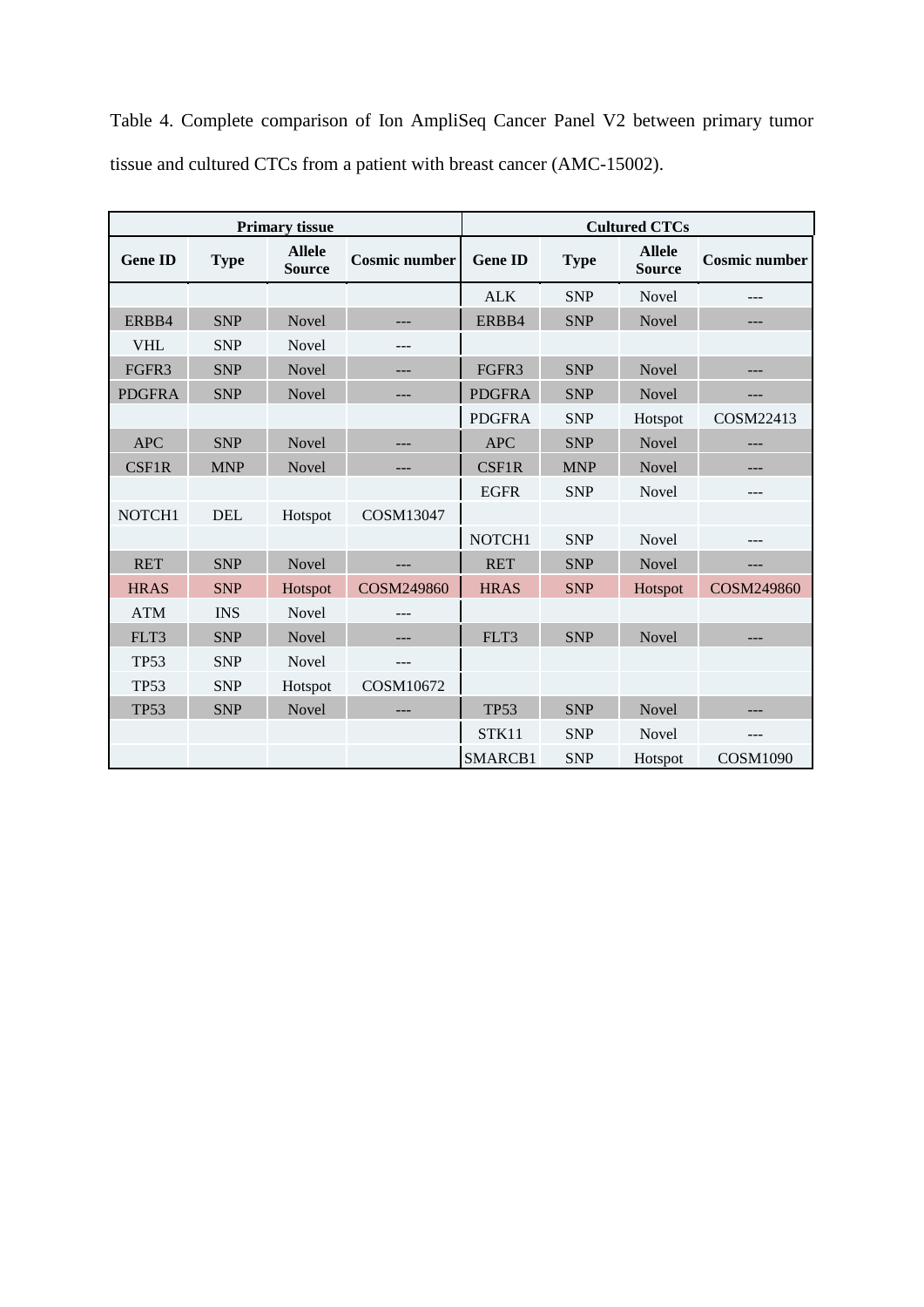Table 4. Complete comparison of Ion AmpliSeq Cancer Panel V2 between primary tumor tissue and cultured CTCs from a patient with breast cancer (AMC-15002).

| Primary tissue | | | | Cultured CTCs | | | |
|---|---|---|---|---|---|---|---|
| **Gene ID** | **Type** | **Allele Source** | **Cosmic number** | **Gene ID** | **Type** | **Allele Source** | **Cosmic number** |
| | | | | ALK | SNP | Novel | --- |
| ERBB4 | SNP | Novel | --- | ERBB4 | SNP | Novel | --- |
| VHL | SNP | Novel | --- | | | | |
| FGFR3 | SNP | Novel | --- | FGFR3 | SNP | Novel | --- |
| PDGFRA | SNP | Novel | --- | PDGFRA | SNP | Novel | --- |
| | | | | PDGFRA | SNP | Hotspot | COSM22413 |
| APC | SNP | Novel | --- | APC | SNP | Novel | --- |
| CSF1R | MNP | Novel | --- | CSF1R | MNP | Novel | --- |
| | | | | EGFR | SNP | Novel | --- |
| NOTCH1 | DEL | Hotspot | COSM13047 | | | | |
| | | | | NOTCH1 | SNP | Novel | --- |
| RET | SNP | Novel | --- | RET | SNP | Novel | --- |
| HRAS | SNP | Hotspot | COSM249860 | HRAS | SNP | Hotspot | COSM249860 |
| ATM | INS | Novel | --- | | | | |
| FLT3 | SNP | Novel | --- | FLT3 | SNP | Novel | --- |
| TP53 | SNP | Novel | --- | | | | |
| TP53 | SNP | Hotspot | COSM10672 | | | | |
| TP53 | SNP | Novel | --- | TP53 | SNP | Novel | --- |
| | | | | STK11 | SNP | Novel | --- |
| | | | | SMARCB1 | SNP | Hotspot | COSM1090 |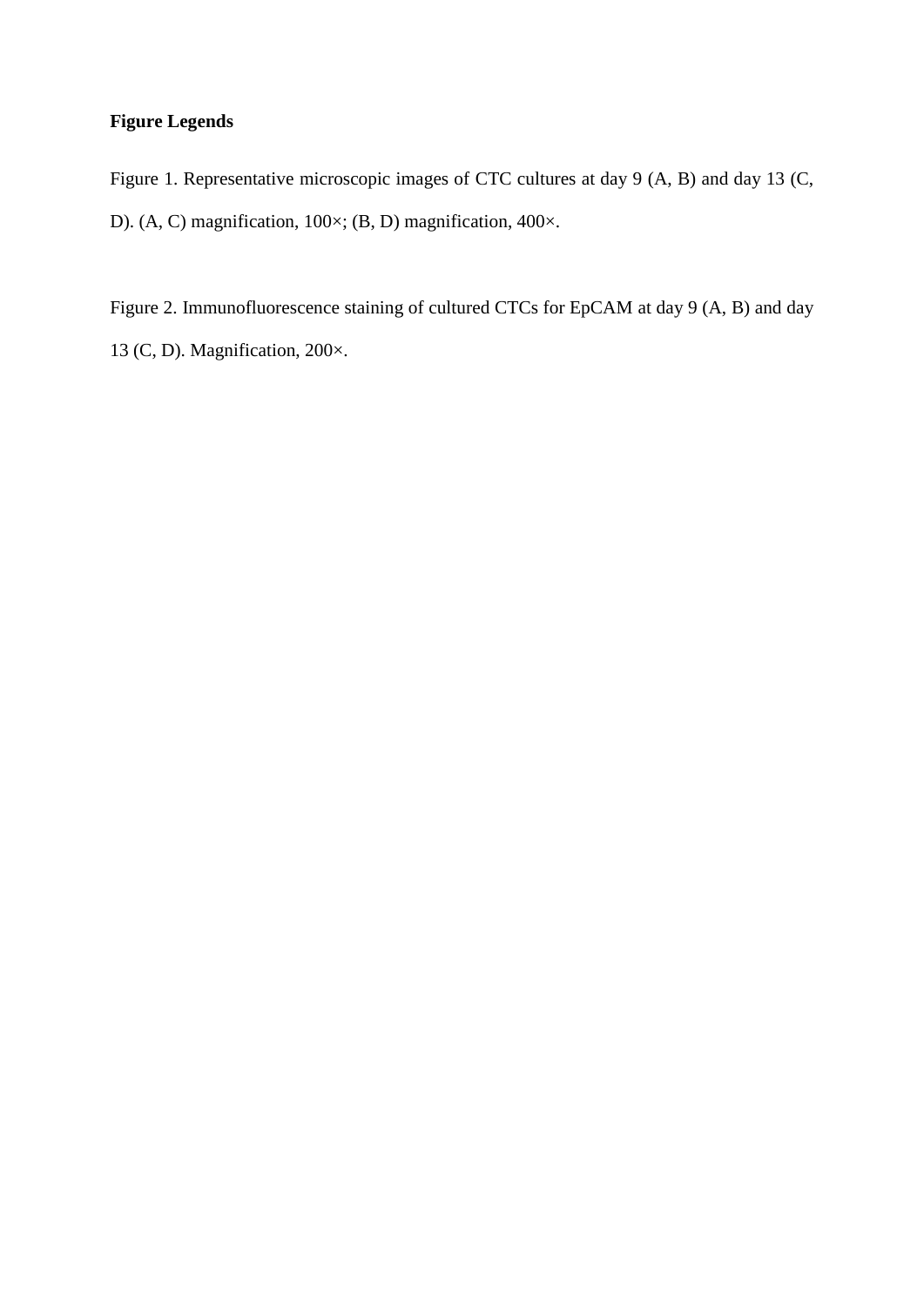**Figure Legends**

Figure 1. Representative microscopic images of CTC cultures at day 9 (A, B) and day 13 (C, D). (A, C) magnification, 100×; (B, D) magnification, 400×.

Figure 2. Immunofluorescence staining of cultured CTCs for EpCAM at day 9 (A, B) and day 13 (C, D). Magnification, 200×.